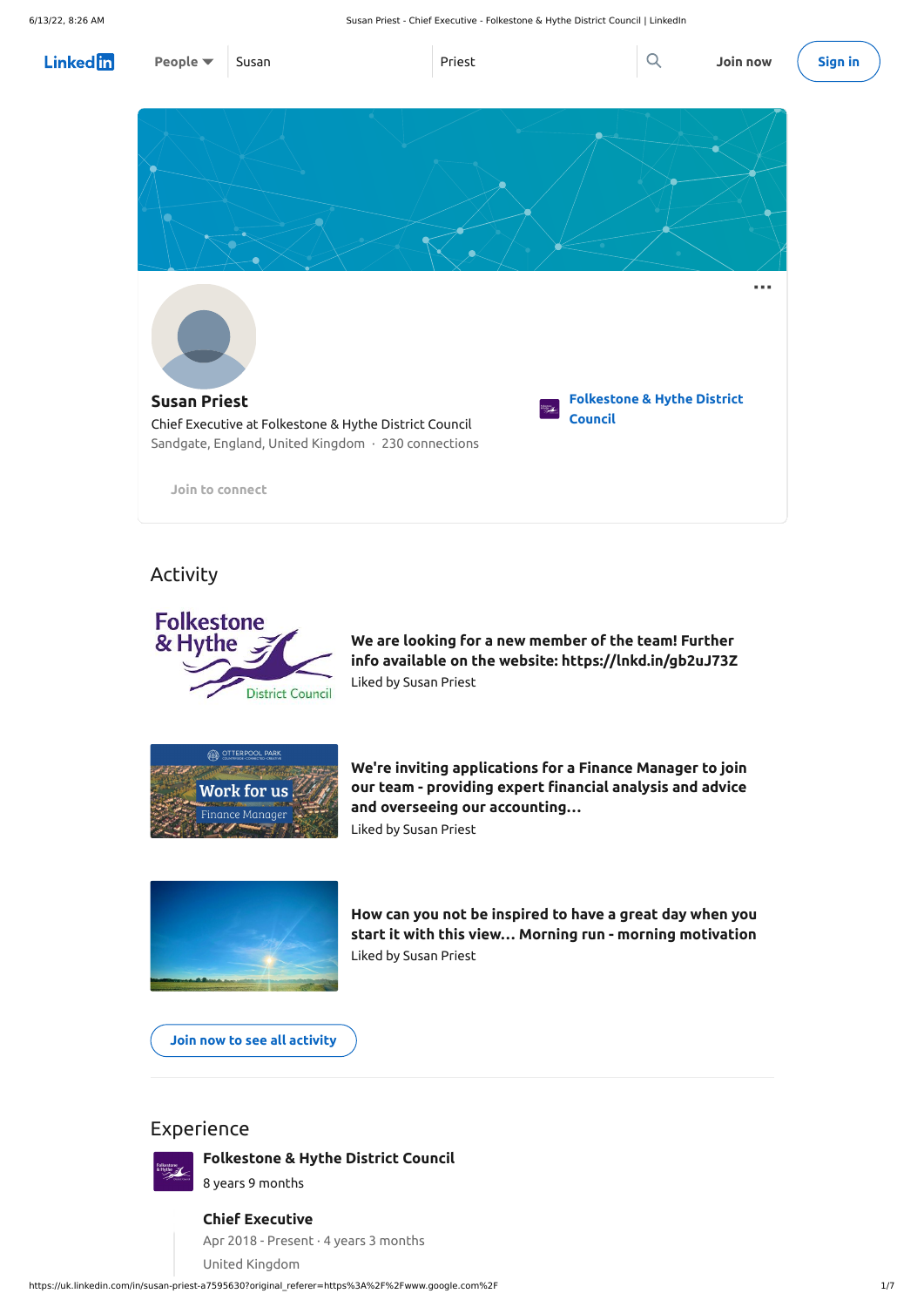LinkedIn People Susan Priest Join now Sign in

# Susan Priest

Chief Executive at Folkestone & Hythe District Council

Sandgate, England, United Kingdom · 230 connections

Folkestone & Hythe District Council

Join to connect

## Activity

**We are looking for a new member of the team! Further info available on the website: https://lnkd.in/gb2uJ73Z**

Liked by Susan Priest

**We're inviting applications for a Finance Manager to join our team - providing expert financial analysis and advice and overseeing our accounting...**

Liked by Susan Priest

**How can you not be inspired to have a great day when you start it with this view... Morning run - morning motivation**

Liked by Susan Priest

Join now to see all activity

## Experience

**Folkestone & Hythe District Council**

8 years 9 months

**Chief Executive**

Apr 2018 - Present · 4 years 3 months

United Kingdom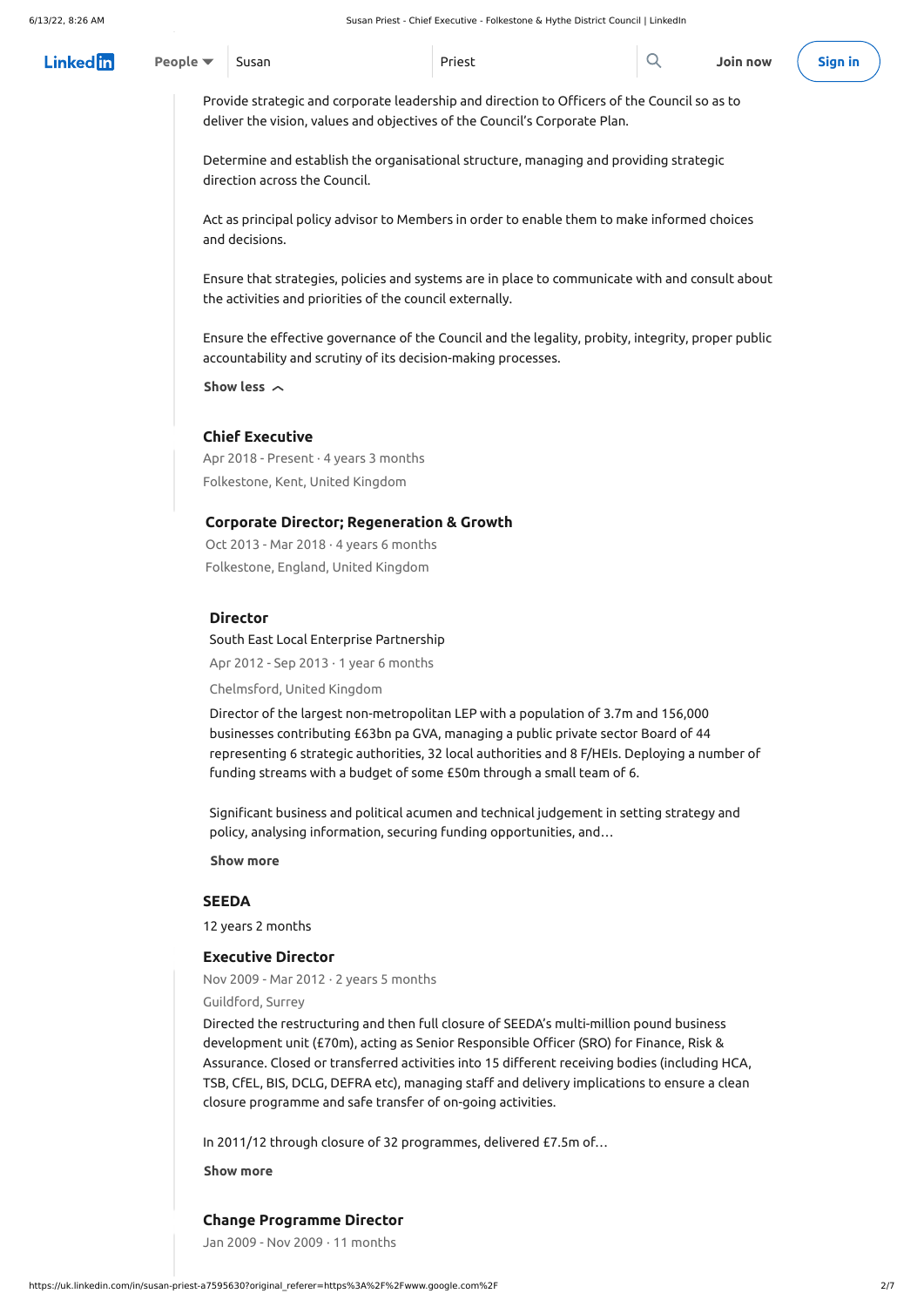Provide strategic and corporate leadership and direction to Officers of the Council so as to deliver the vision, values and objectives of the Council's Corporate Plan.

Determine and establish the organisational structure, managing and providing strategic direction across the Council.

Act as principal policy advisor to Members in order to enable them to make informed choices and decisions.

Ensure that strategies, policies and systems are in place to communicate with and consult about the activities and priorities of the council externally.

Ensure the effective governance of the Council and the legality, probity, integrity, proper public accountability and scrutiny of its decision-making processes.

Show less

### Chief Executive

Apr 2018 - Present · 4 years 3 months

Folkestone, Kent, United Kingdom

### Corporate Director; Regeneration & Growth

Oct 2013 - Mar 2018 · 4 years 6 months

Folkestone, England, United Kingdom

### Director

South East Local Enterprise Partnership

Apr 2012 - Sep 2013 · 1 year 6 months

Chelmsford, United Kingdom

Director of the largest non-metropolitan LEP with a population of 3.7m and 156,000 businesses contributing £63bn pa GVA, managing a public private sector Board of 44 representing 6 strategic authorities, 32 local authorities and 8 F/HEIs. Deploying a number of funding streams with a budget of some £50m through a small team of 6.

Significant business and political acumen and technical judgement in setting strategy and policy, analysing information, securing funding opportunities, and…

Show more

### SEEDA

12 years 2 months

### Executive Director

Nov 2009 - Mar 2012 · 2 years 5 months

Guildford, Surrey

Directed the restructuring and then full closure of SEEDA's multi-million pound business development unit (£70m), acting as Senior Responsible Officer (SRO) for Finance, Risk & Assurance. Closed or transferred activities into 15 different receiving bodies (including HCA, TSB, CfEL, BIS, DCLG, DEFRA etc), managing staff and delivery implications to ensure a clean closure programme and safe transfer of on-going activities.

In 2011/12 through closure of 32 programmes, delivered £7.5m of…

Show more

### Change Programme Director

Jan 2009 - Nov 2009 · 11 months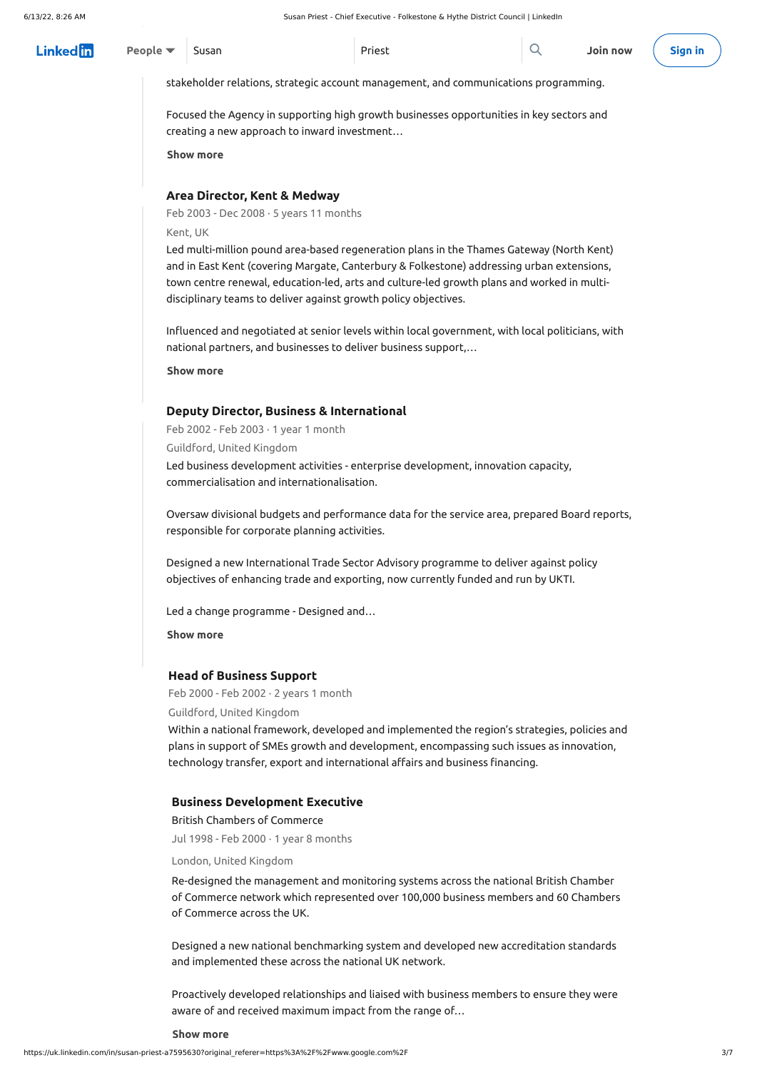stakeholder relations, strategic account management, and communications programming.

Focused the Agency in supporting high growth businesses opportunities in key sectors and creating a new approach to inward investment…

Show more

### Area Director, Kent & Medway

Feb 2003 - Dec 2008 · 5 years 11 months

Kent, UK

Led multi-million pound area-based regeneration plans in the Thames Gateway (North Kent) and in East Kent (covering Margate, Canterbury & Folkestone) addressing urban extensions, town centre renewal, education-led, arts and culture-led growth plans and worked in multi-disciplinary teams to deliver against growth policy objectives.

Influenced and negotiated at senior levels within local government, with local politicians, with national partners, and businesses to deliver business support,…

Show more

### Deputy Director, Business & International

Feb 2002 - Feb 2003 · 1 year 1 month

Guildford, United Kingdom

Led business development activities - enterprise development, innovation capacity, commercialisation and internationalisation.

Oversaw divisional budgets and performance data for the service area, prepared Board reports, responsible for corporate planning activities.

Designed a new International Trade Sector Advisory programme to deliver against policy objectives of enhancing trade and exporting, now currently funded and run by UKTI.

Led a change programme - Designed and…

Show more

### Head of Business Support

Feb 2000 - Feb 2002 · 2 years 1 month

Guildford, United Kingdom

Within a national framework, developed and implemented the region's strategies, policies and plans in support of SMEs growth and development, encompassing such issues as innovation, technology transfer, export and international affairs and business financing.

### Business Development Executive

British Chambers of Commerce

Jul 1998 - Feb 2000 · 1 year 8 months

London, United Kingdom

Re-designed the management and monitoring systems across the national British Chamber of Commerce network which represented over 100,000 business members and 60 Chambers of Commerce across the UK.

Designed a new national benchmarking system and developed new accreditation standards and implemented these across the national UK network.

Proactively developed relationships and liaised with business members to ensure they were aware of and received maximum impact from the range of…

Show more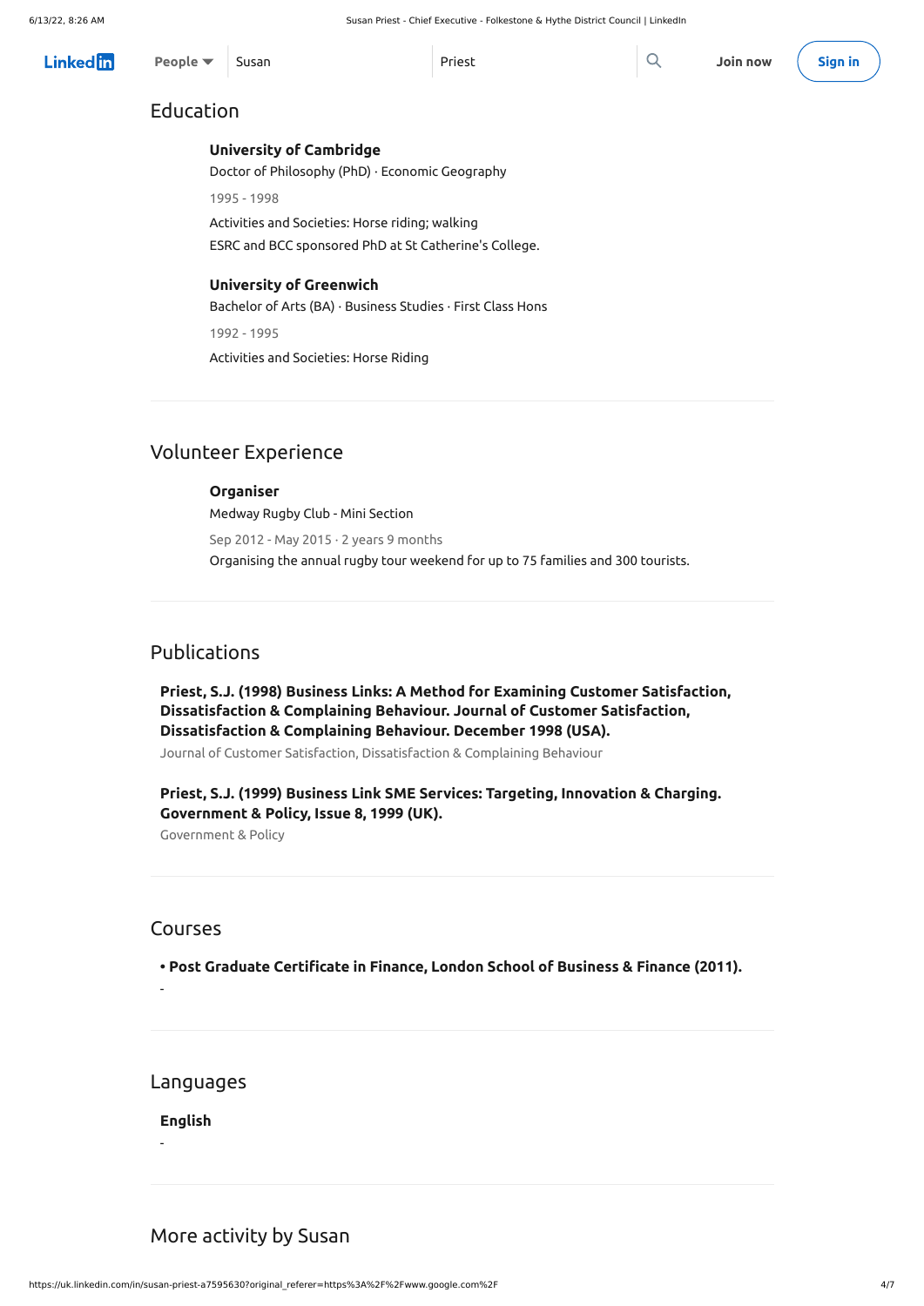## Education

**University of Cambridge**
Doctor of Philosophy (PhD) · Economic Geography

1995 - 1998

Activities and Societies: Horse riding; walking
ESRC and BCC sponsored PhD at St Catherine's College.

**University of Greenwich**
Bachelor of Arts (BA) · Business Studies · First Class Hons

1992 - 1995

Activities and Societies: Horse Riding

## Volunteer Experience

**Organiser**
Medway Rugby Club - Mini Section

Sep 2012 - May 2015 · 2 years 9 months
Organising the annual rugby tour weekend for up to 75 families and 300 tourists.

## Publications

**Priest, S.J. (1998) Business Links: A Method for Examining Customer Satisfaction, Dissatisfaction & Complaining Behaviour. Journal of Customer Satisfaction, Dissatisfaction & Complaining Behaviour. December 1998 (USA).**
Journal of Customer Satisfaction, Dissatisfaction & Complaining Behaviour

**Priest, S.J. (1999) Business Link SME Services: Targeting, Innovation & Charging. Government & Policy, Issue 8, 1999 (UK).**
Government & Policy

## Courses

**• Post Graduate Certificate in Finance, London School of Business & Finance (2011).**

-

## Languages

**English**

-

## More activity by Susan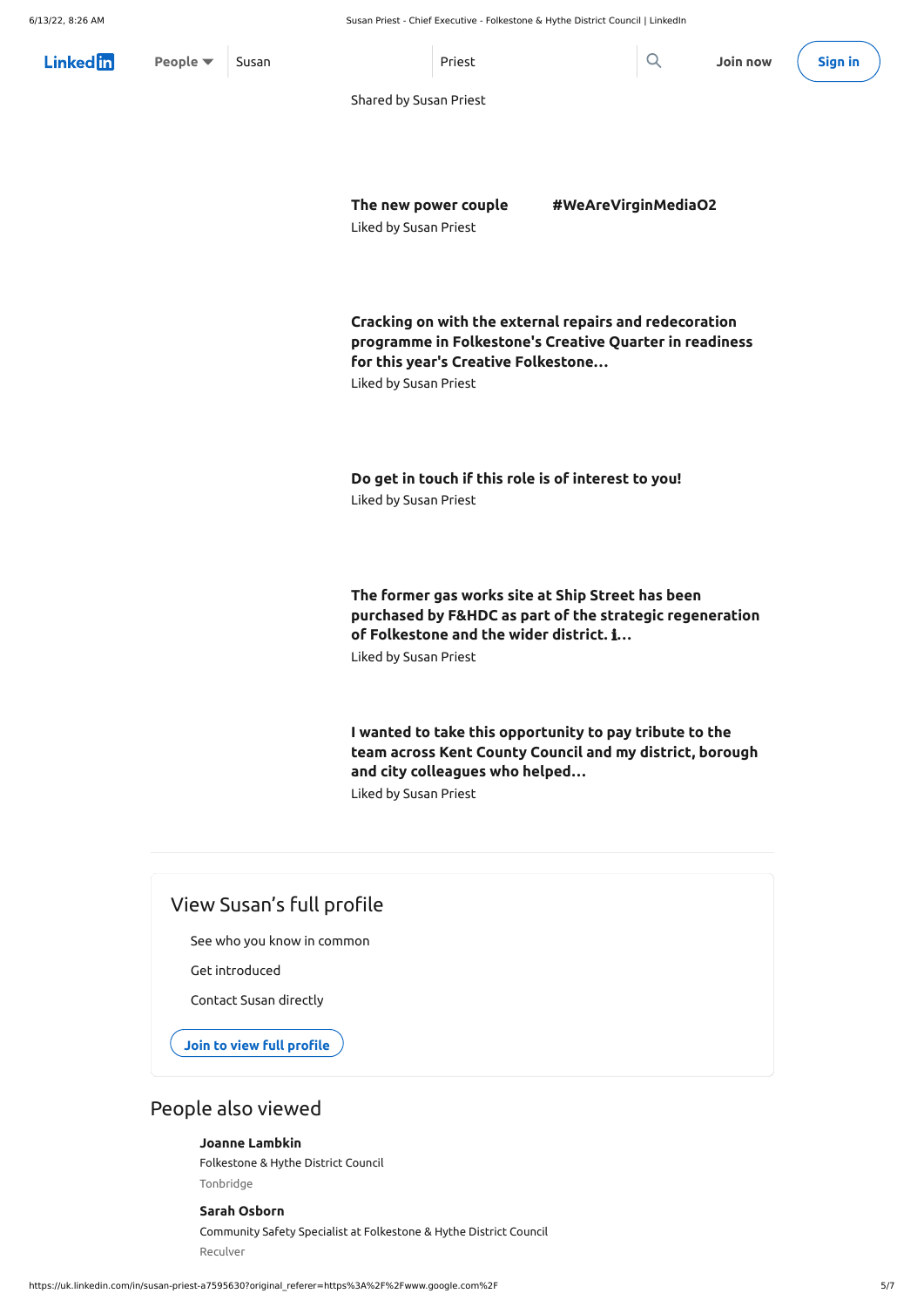Shared by Susan Priest

**The new power couple #WeAreVirginMediaO2**
Liked by Susan Priest

**Cracking on with the external repairs and redecoration programme in Folkestone's Creative Quarter in readiness for this year's Creative Folkestone…**
Liked by Susan Priest

**Do get in touch if this role is of interest to you!**
Liked by Susan Priest

**The former gas works site at Ship Street has been purchased by F&HDC as part of the strategic regeneration of Folkestone and the wider district. ℹ…**
Liked by Susan Priest

**I wanted to take this opportunity to pay tribute to the team across Kent County Council and my district, borough and city colleagues who helped…**
Liked by Susan Priest

## View Susan's full profile

- See who you know in common
- Get introduced
- Contact Susan directly

**Join to view full profile**

## People also viewed

**Joanne Lambkin**
Folkestone & Hythe District Council
Tonbridge

**Sarah Osborn**
Community Safety Specialist at Folkestone & Hythe District Council
Reculver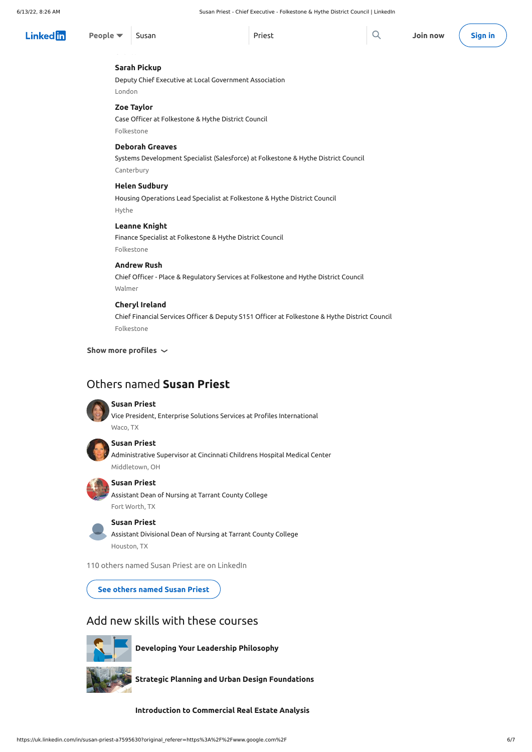**Sarah Pickup**
Deputy Chief Executive at Local Government Association
London

**Zoe Taylor**
Case Officer at Folkestone & Hythe District Council
Folkestone

**Deborah Greaves**
Systems Development Specialist (Salesforce) at Folkestone & Hythe District Council
Canterbury

**Helen Sudbury**
Housing Operations Lead Specialist at Folkestone & Hythe District Council
Hythe

**Leanne Knight**
Finance Specialist at Folkestone & Hythe District Council
Folkestone

**Andrew Rush**
Chief Officer - Place & Regulatory Services at Folkestone and Hythe District Council
Walmer

**Cheryl Ireland**
Chief Financial Services Officer & Deputy S151 Officer at Folkestone & Hythe District Council
Folkestone

**Show more profiles**

## Others named **Susan Priest**

**Susan Priest**
Vice President, Enterprise Solutions Services at Profiles International
Waco, TX

**Susan Priest**
Administrative Supervisor at Cincinnati Childrens Hospital Medical Center
Middletown, OH

**Susan Priest**
Assistant Dean of Nursing at Tarrant County College
Fort Worth, TX

**Susan Priest**
Assistant Divisional Dean of Nursing at Tarrant County College
Houston, TX

110 others named Susan Priest are on LinkedIn

**See others named Susan Priest**

## Add new skills with these courses

**Developing Your Leadership Philosophy**

**Strategic Planning and Urban Design Foundations**

**Introduction to Commercial Real Estate Analysis**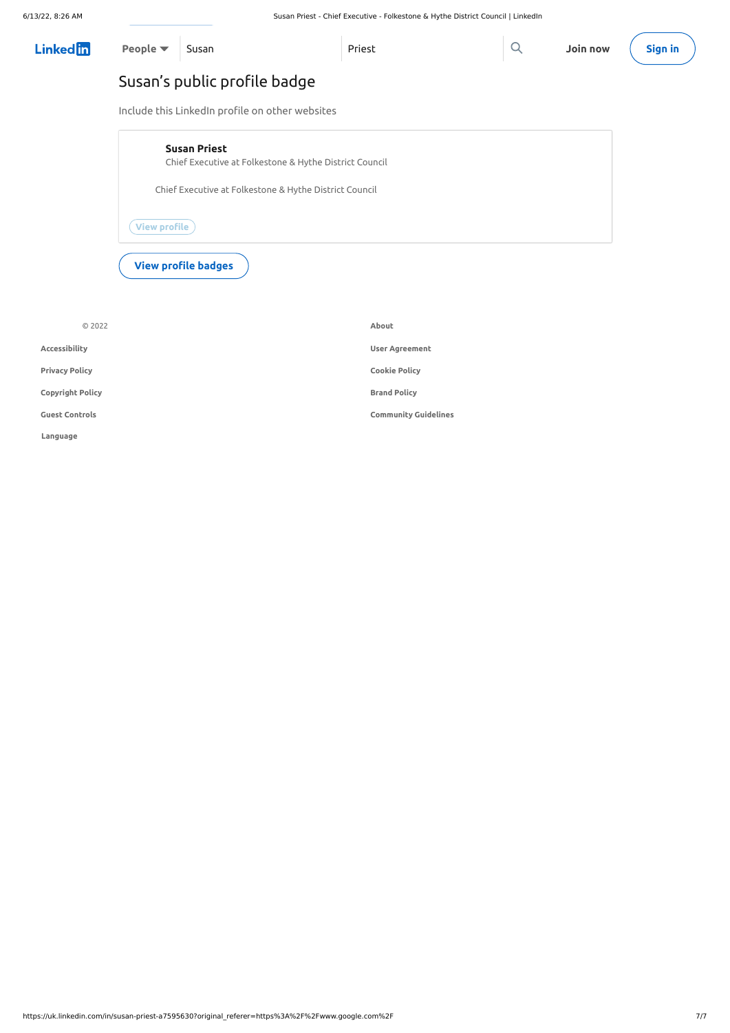LinkedIn People Susan Priest Join now Sign in

# Susan's public profile badge

Include this LinkedIn profile on other websites

**Susan Priest**
Chief Executive at Folkestone & Hythe District Council

Chief Executive at Folkestone & Hythe District Council

View profile

View profile badges

© 2022

About

Accessibility

User Agreement

Privacy Policy

Cookie Policy

Copyright Policy

Brand Policy

Guest Controls

Community Guidelines

Language